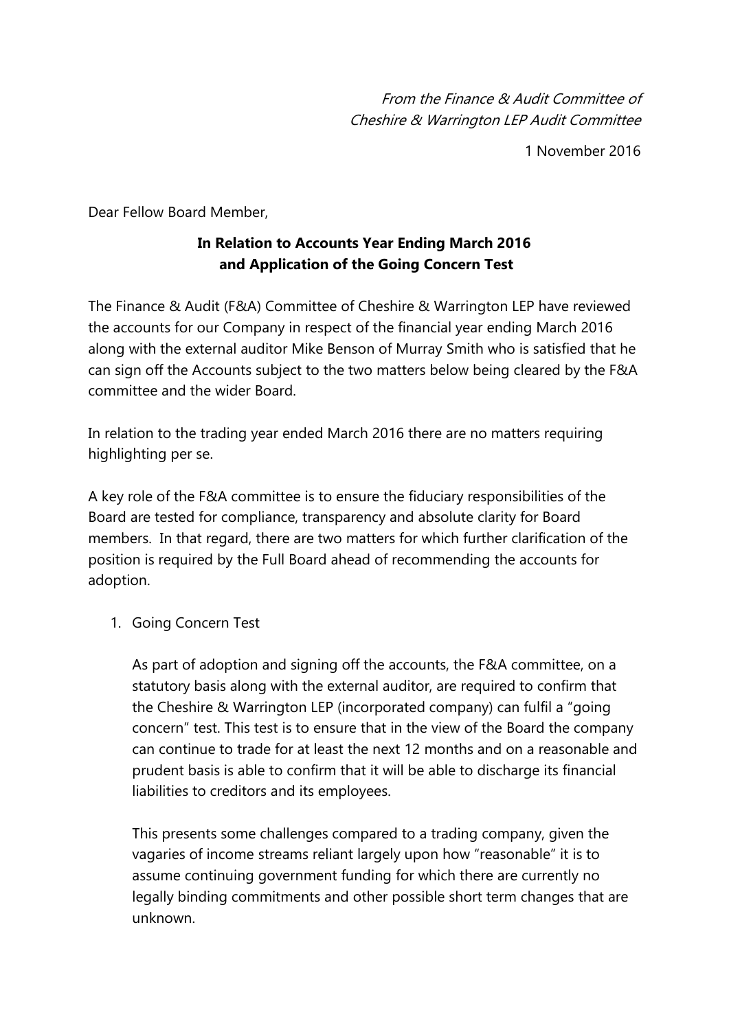*From the Finance & Audit Committee of*
*Cheshire & Warrington LEP Audit Committee*

1 November 2016

Dear Fellow Board Member,

**In Relation to Accounts Year Ending March 2016**
**and Application of the Going Concern Test**

The Finance & Audit (F&A) Committee of Cheshire & Warrington LEP have reviewed the accounts for our Company in respect of the financial year ending March 2016 along with the external auditor Mike Benson of Murray Smith who is satisfied that he can sign off the Accounts subject to the two matters below being cleared by the F&A committee and the wider Board.

In relation to the trading year ended March 2016 there are no matters requiring highlighting per se.

A key role of the F&A committee is to ensure the fiduciary responsibilities of the Board are tested for compliance, transparency and absolute clarity for Board members. In that regard, there are two matters for which further clarification of the position is required by the Full Board ahead of recommending the accounts for adoption.

1. Going Concern Test

   As part of adoption and signing off the accounts, the F&A committee, on a statutory basis along with the external auditor, are required to confirm that the Cheshire & Warrington LEP (incorporated company) can fulfil a "going concern" test. This test is to ensure that in the view of the Board the company can continue to trade for at least the next 12 months and on a reasonable and prudent basis is able to confirm that it will be able to discharge its financial liabilities to creditors and its employees.

   This presents some challenges compared to a trading company, given the vagaries of income streams reliant largely upon how "reasonable" it is to assume continuing government funding for which there are currently no legally binding commitments and other possible short term changes that are unknown.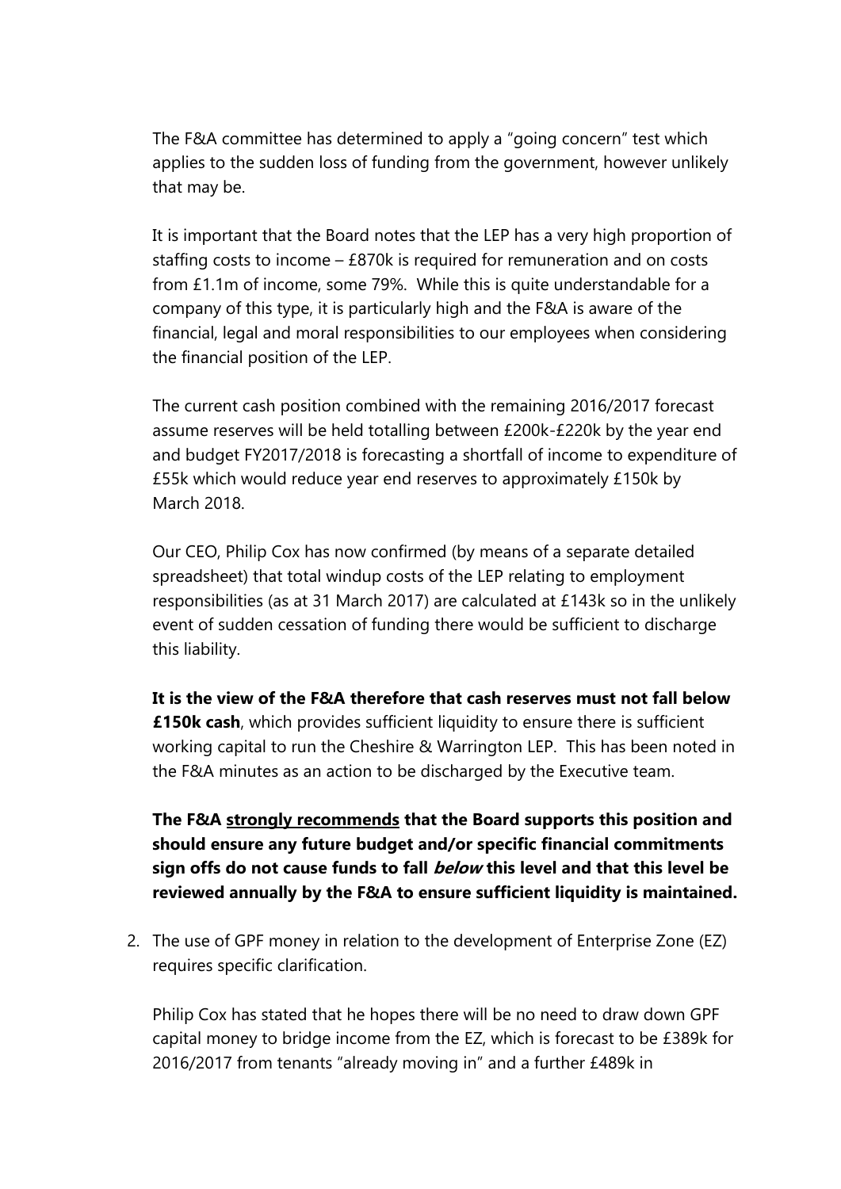The F&A committee has determined to apply a "going concern" test which applies to the sudden loss of funding from the government, however unlikely that may be.

It is important that the Board notes that the LEP has a very high proportion of staffing costs to income – £870k is required for remuneration and on costs from £1.1m of income, some 79%. While this is quite understandable for a company of this type, it is particularly high and the F&A is aware of the financial, legal and moral responsibilities to our employees when considering the financial position of the LEP.

The current cash position combined with the remaining 2016/2017 forecast assume reserves will be held totalling between £200k-£220k by the year end and budget FY2017/2018 is forecasting a shortfall of income to expenditure of £55k which would reduce year end reserves to approximately £150k by March 2018.

Our CEO, Philip Cox has now confirmed (by means of a separate detailed spreadsheet) that total windup costs of the LEP relating to employment responsibilities (as at 31 March 2017) are calculated at £143k so in the unlikely event of sudden cessation of funding there would be sufficient to discharge this liability.

**It is the view of the F&A therefore that cash reserves must not fall below £150k cash**, which provides sufficient liquidity to ensure there is sufficient working capital to run the Cheshire & Warrington LEP. This has been noted in the F&A minutes as an action to be discharged by the Executive team.

**The F&A <u>strongly recommends</u> that the Board supports this position and should ensure any future budget and/or specific financial commitments sign offs do not cause funds to fall *below* this level and that this level be reviewed annually by the F&A to ensure sufficient liquidity is maintained.**

2. The use of GPF money in relation to the development of Enterprise Zone (EZ) requires specific clarification.

   Philip Cox has stated that he hopes there will be no need to draw down GPF capital money to bridge income from the EZ, which is forecast to be £389k for 2016/2017 from tenants "already moving in" and a further £489k in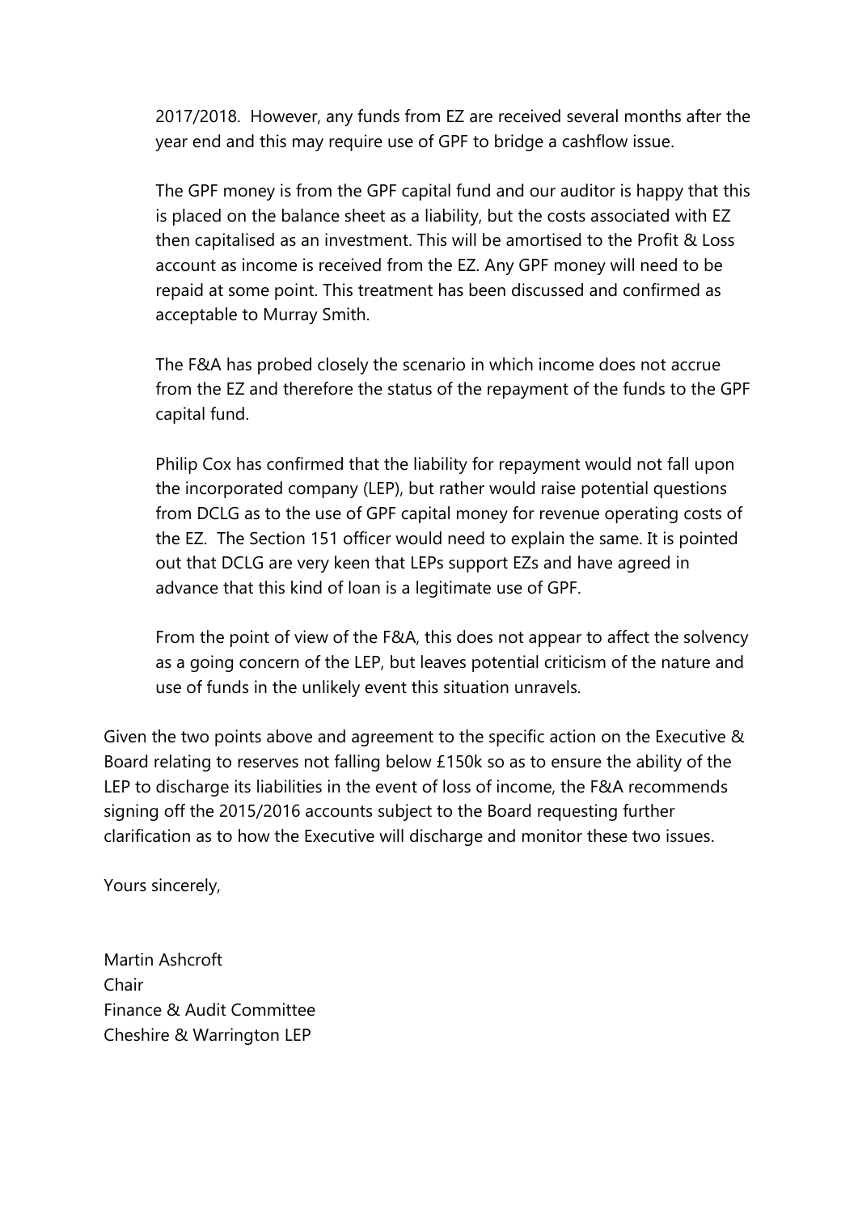2017/2018. However, any funds from EZ are received several months after the year end and this may require use of GPF to bridge a cashflow issue.

The GPF money is from the GPF capital fund and our auditor is happy that this is placed on the balance sheet as a liability, but the costs associated with EZ then capitalised as an investment. This will be amortised to the Profit & Loss account as income is received from the EZ. Any GPF money will need to be repaid at some point. This treatment has been discussed and confirmed as acceptable to Murray Smith.

The F&A has probed closely the scenario in which income does not accrue from the EZ and therefore the status of the repayment of the funds to the GPF capital fund.

Philip Cox has confirmed that the liability for repayment would not fall upon the incorporated company (LEP), but rather would raise potential questions from DCLG as to the use of GPF capital money for revenue operating costs of the EZ. The Section 151 officer would need to explain the same. It is pointed out that DCLG are very keen that LEPs support EZs and have agreed in advance that this kind of loan is a legitimate use of GPF.

From the point of view of the F&A, this does not appear to affect the solvency as a going concern of the LEP, but leaves potential criticism of the nature and use of funds in the unlikely event this situation unravels.

Given the two points above and agreement to the specific action on the Executive & Board relating to reserves not falling below £150k so as to ensure the ability of the LEP to discharge its liabilities in the event of loss of income, the F&A recommends signing off the 2015/2016 accounts subject to the Board requesting further clarification as to how the Executive will discharge and monitor these two issues.

Yours sincerely,

Martin Ashcroft  
Chair  
Finance & Audit Committee  
Cheshire & Warrington LEP